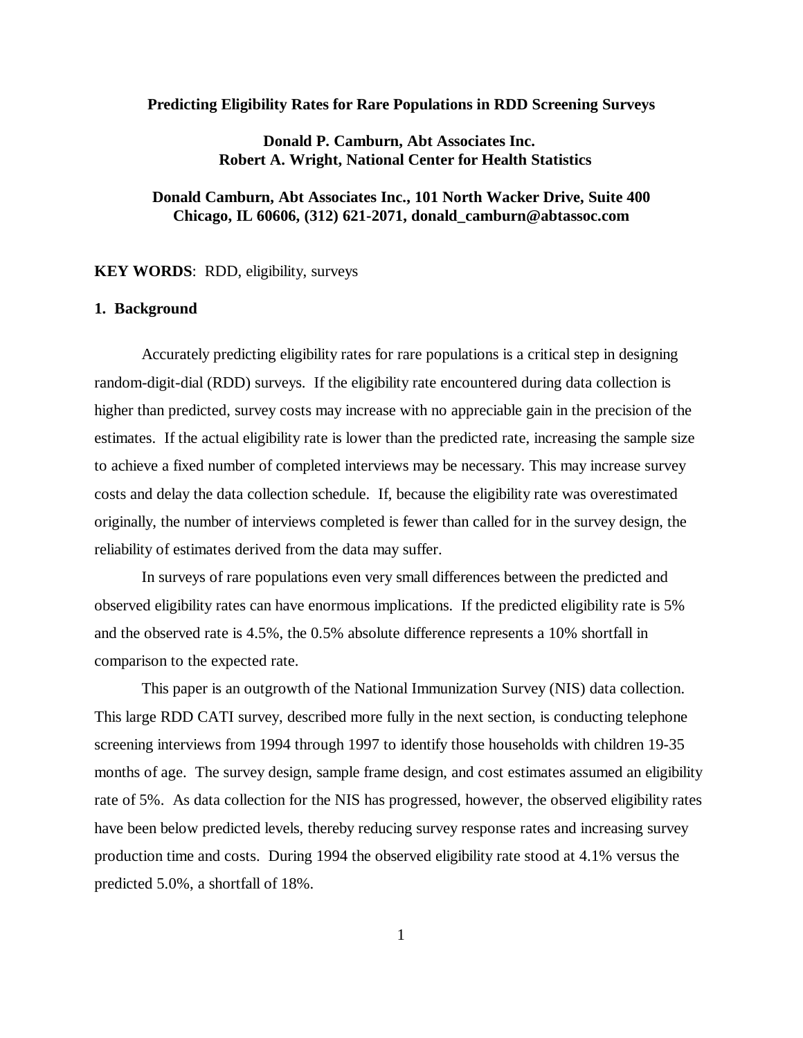# Predicting Eligibility Rates for Rare Populations in RDD Screening Surveys

**Donald P. Camburn, Abt Associates Inc.**
**Robert A. Wright, National Center for Health Statistics**

**Donald Camburn, Abt Associates Inc., 101 North Wacker Drive, Suite 400**
**Chicago, IL 60606, (312) 621-2071, donald_camburn@abtassoc.com**

**KEY WORDS**: RDD, eligibility, surveys

## 1. Background

Accurately predicting eligibility rates for rare populations is a critical step in designing random-digit-dial (RDD) surveys. If the eligibility rate encountered during data collection is higher than predicted, survey costs may increase with no appreciable gain in the precision of the estimates. If the actual eligibility rate is lower than the predicted rate, increasing the sample size to achieve a fixed number of completed interviews may be necessary. This may increase survey costs and delay the data collection schedule. If, because the eligibility rate was overestimated originally, the number of interviews completed is fewer than called for in the survey design, the reliability of estimates derived from the data may suffer.

In surveys of rare populations even very small differences between the predicted and observed eligibility rates can have enormous implications. If the predicted eligibility rate is 5% and the observed rate is 4.5%, the 0.5% absolute difference represents a 10% shortfall in comparison to the expected rate.

This paper is an outgrowth of the National Immunization Survey (NIS) data collection. This large RDD CATI survey, described more fully in the next section, is conducting telephone screening interviews from 1994 through 1997 to identify those households with children 19-35 months of age. The survey design, sample frame design, and cost estimates assumed an eligibility rate of 5%. As data collection for the NIS has progressed, however, the observed eligibility rates have been below predicted levels, thereby reducing survey response rates and increasing survey production time and costs. During 1994 the observed eligibility rate stood at 4.1% versus the predicted 5.0%, a shortfall of 18%.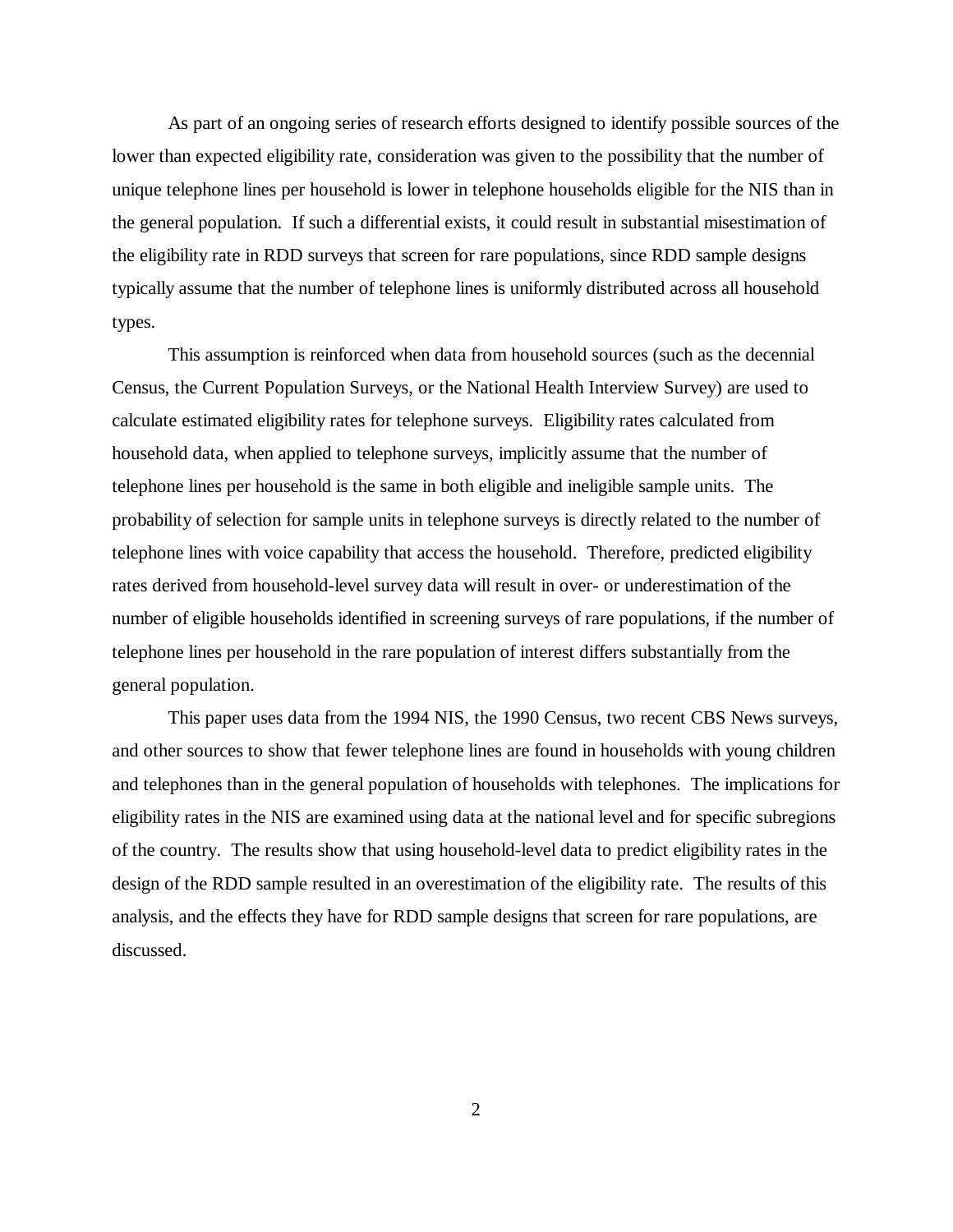As part of an ongoing series of research efforts designed to identify possible sources of the lower than expected eligibility rate, consideration was given to the possibility that the number of unique telephone lines per household is lower in telephone households eligible for the NIS than in the general population. If such a differential exists, it could result in substantial misestimation of the eligibility rate in RDD surveys that screen for rare populations, since RDD sample designs typically assume that the number of telephone lines is uniformly distributed across all household types.

This assumption is reinforced when data from household sources (such as the decennial Census, the Current Population Surveys, or the National Health Interview Survey) are used to calculate estimated eligibility rates for telephone surveys. Eligibility rates calculated from household data, when applied to telephone surveys, implicitly assume that the number of telephone lines per household is the same in both eligible and ineligible sample units. The probability of selection for sample units in telephone surveys is directly related to the number of telephone lines with voice capability that access the household. Therefore, predicted eligibility rates derived from household-level survey data will result in over- or underestimation of the number of eligible households identified in screening surveys of rare populations, if the number of telephone lines per household in the rare population of interest differs substantially from the general population.

This paper uses data from the 1994 NIS, the 1990 Census, two recent CBS News surveys, and other sources to show that fewer telephone lines are found in households with young children and telephones than in the general population of households with telephones. The implications for eligibility rates in the NIS are examined using data at the national level and for specific subregions of the country. The results show that using household-level data to predict eligibility rates in the design of the RDD sample resulted in an overestimation of the eligibility rate. The results of this analysis, and the effects they have for RDD sample designs that screen for rare populations, are discussed.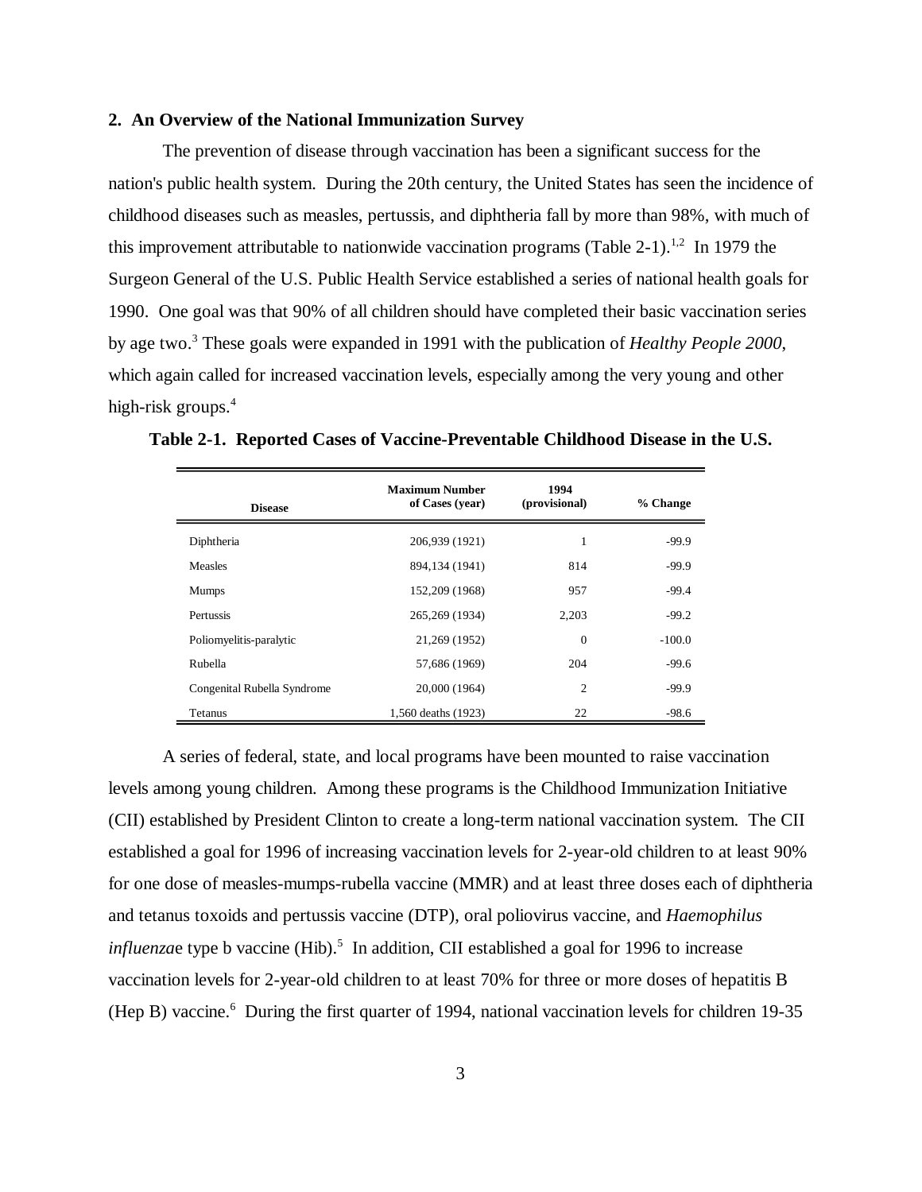## 2. An Overview of the National Immunization Survey

The prevention of disease through vaccination has been a significant success for the nation's public health system. During the 20th century, the United States has seen the incidence of childhood diseases such as measles, pertussis, and diphtheria fall by more than 98%, with much of this improvement attributable to nationwide vaccination programs (Table 2-1).[1,2] In 1979 the Surgeon General of the U.S. Public Health Service established a series of national health goals for 1990. One goal was that 90% of all children should have completed their basic vaccination series by age two.[3] These goals were expanded in 1991 with the publication of *Healthy People 2000*, which again called for increased vaccination levels, especially among the very young and other high-risk groups.[4]

**Table 2-1. Reported Cases of Vaccine-Preventable Childhood Disease in the U.S.**

| Disease | Maximum Number of Cases (year) | 1994 (provisional) | % Change |
|---|---|---|---|
| Diphtheria | 206,939 (1921) | 1 | -99.9 |
| Measles | 894,134 (1941) | 814 | -99.9 |
| Mumps | 152,209 (1968) | 957 | -99.4 |
| Pertussis | 265,269 (1934) | 2,203 | -99.2 |
| Poliomyelitis-paralytic | 21,269 (1952) | 0 | -100.0 |
| Rubella | 57,686 (1969) | 204 | -99.6 |
| Congenital Rubella Syndrome | 20,000 (1964) | 2 | -99.9 |
| Tetanus | 1,560 deaths (1923) | 22 | -98.6 |

A series of federal, state, and local programs have been mounted to raise vaccination levels among young children. Among these programs is the Childhood Immunization Initiative (CII) established by President Clinton to create a long-term national vaccination system. The CII established a goal for 1996 of increasing vaccination levels for 2-year-old children to at least 90% for one dose of measles-mumps-rubella vaccine (MMR) and at least three doses each of diphtheria and tetanus toxoids and pertussis vaccine (DTP), oral poliovirus vaccine, and *Haemophilus influenza*e type b vaccine (Hib).[5] In addition, CII established a goal for 1996 to increase vaccination levels for 2-year-old children to at least 70% for three or more doses of hepatitis B (Hep B) vaccine.[6] During the first quarter of 1994, national vaccination levels for children 19-35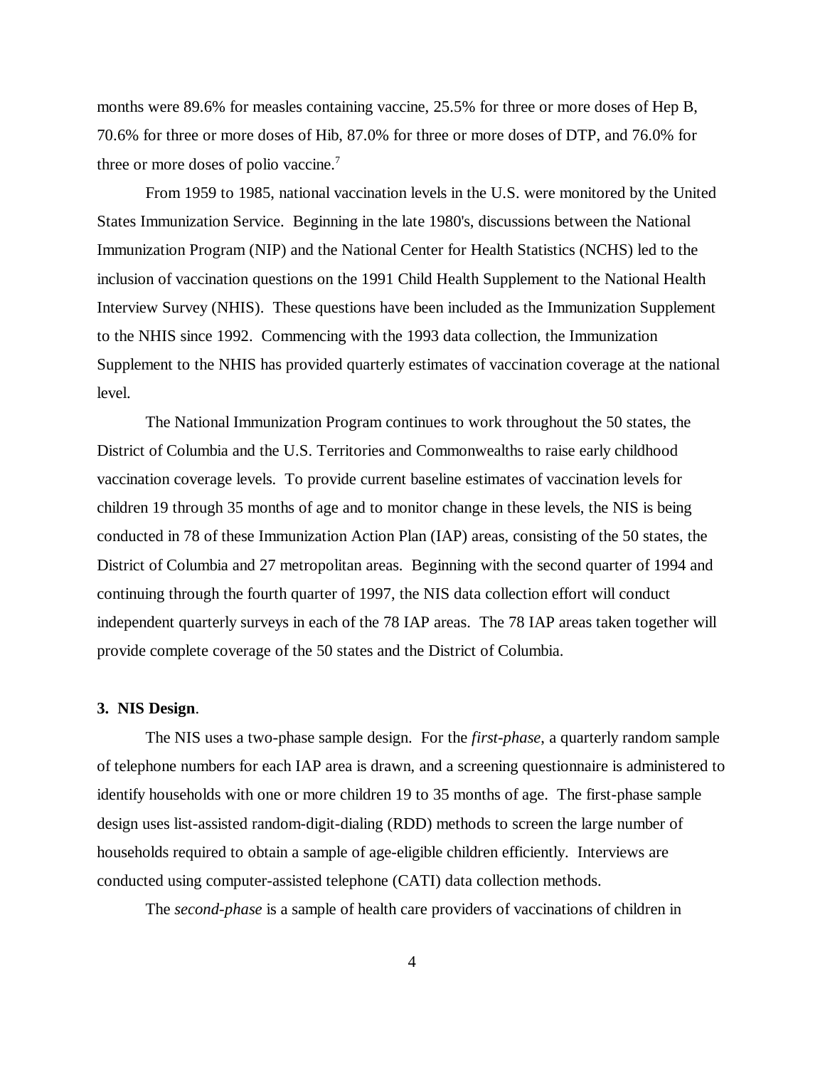months were 89.6% for measles containing vaccine, 25.5% for three or more doses of Hep B, 70.6% for three or more doses of Hib, 87.0% for three or more doses of DTP, and 76.0% for three or more doses of polio vaccine.[7]

From 1959 to 1985, national vaccination levels in the U.S. were monitored by the United States Immunization Service. Beginning in the late 1980's, discussions between the National Immunization Program (NIP) and the National Center for Health Statistics (NCHS) led to the inclusion of vaccination questions on the 1991 Child Health Supplement to the National Health Interview Survey (NHIS). These questions have been included as the Immunization Supplement to the NHIS since 1992. Commencing with the 1993 data collection, the Immunization Supplement to the NHIS has provided quarterly estimates of vaccination coverage at the national level.

The National Immunization Program continues to work throughout the 50 states, the District of Columbia and the U.S. Territories and Commonwealths to raise early childhood vaccination coverage levels. To provide current baseline estimates of vaccination levels for children 19 through 35 months of age and to monitor change in these levels, the NIS is being conducted in 78 of these Immunization Action Plan (IAP) areas, consisting of the 50 states, the District of Columbia and 27 metropolitan areas. Beginning with the second quarter of 1994 and continuing through the fourth quarter of 1997, the NIS data collection effort will conduct independent quarterly surveys in each of the 78 IAP areas. The 78 IAP areas taken together will provide complete coverage of the 50 states and the District of Columbia.

## 3. NIS Design.

The NIS uses a two-phase sample design. For the *first-phase*, a quarterly random sample of telephone numbers for each IAP area is drawn, and a screening questionnaire is administered to identify households with one or more children 19 to 35 months of age. The first-phase sample design uses list-assisted random-digit-dialing (RDD) methods to screen the large number of households required to obtain a sample of age-eligible children efficiently. Interviews are conducted using computer-assisted telephone (CATI) data collection methods.

The *second-phase* is a sample of health care providers of vaccinations of children in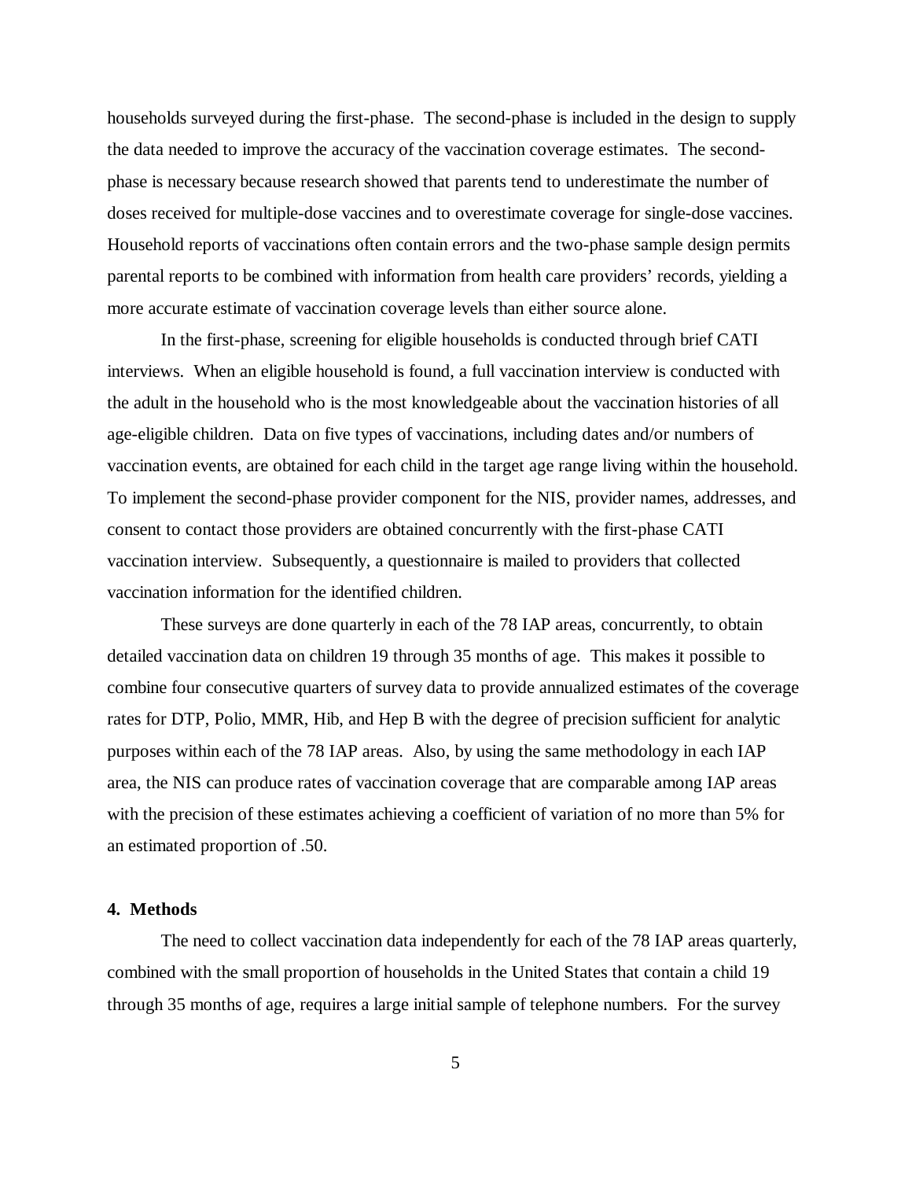households surveyed during the first-phase. The second-phase is included in the design to supply the data needed to improve the accuracy of the vaccination coverage estimates. The second-phase is necessary because research showed that parents tend to underestimate the number of doses received for multiple-dose vaccines and to overestimate coverage for single-dose vaccines. Household reports of vaccinations often contain errors and the two-phase sample design permits parental reports to be combined with information from health care providers' records, yielding a more accurate estimate of vaccination coverage levels than either source alone.

In the first-phase, screening for eligible households is conducted through brief CATI interviews. When an eligible household is found, a full vaccination interview is conducted with the adult in the household who is the most knowledgeable about the vaccination histories of all age-eligible children. Data on five types of vaccinations, including dates and/or numbers of vaccination events, are obtained for each child in the target age range living within the household. To implement the second-phase provider component for the NIS, provider names, addresses, and consent to contact those providers are obtained concurrently with the first-phase CATI vaccination interview. Subsequently, a questionnaire is mailed to providers that collected vaccination information for the identified children.

These surveys are done quarterly in each of the 78 IAP areas, concurrently, to obtain detailed vaccination data on children 19 through 35 months of age. This makes it possible to combine four consecutive quarters of survey data to provide annualized estimates of the coverage rates for DTP, Polio, MMR, Hib, and Hep B with the degree of precision sufficient for analytic purposes within each of the 78 IAP areas. Also, by using the same methodology in each IAP area, the NIS can produce rates of vaccination coverage that are comparable among IAP areas with the precision of these estimates achieving a coefficient of variation of no more than 5% for an estimated proportion of .50.

## 4. Methods

The need to collect vaccination data independently for each of the 78 IAP areas quarterly, combined with the small proportion of households in the United States that contain a child 19 through 35 months of age, requires a large initial sample of telephone numbers. For the survey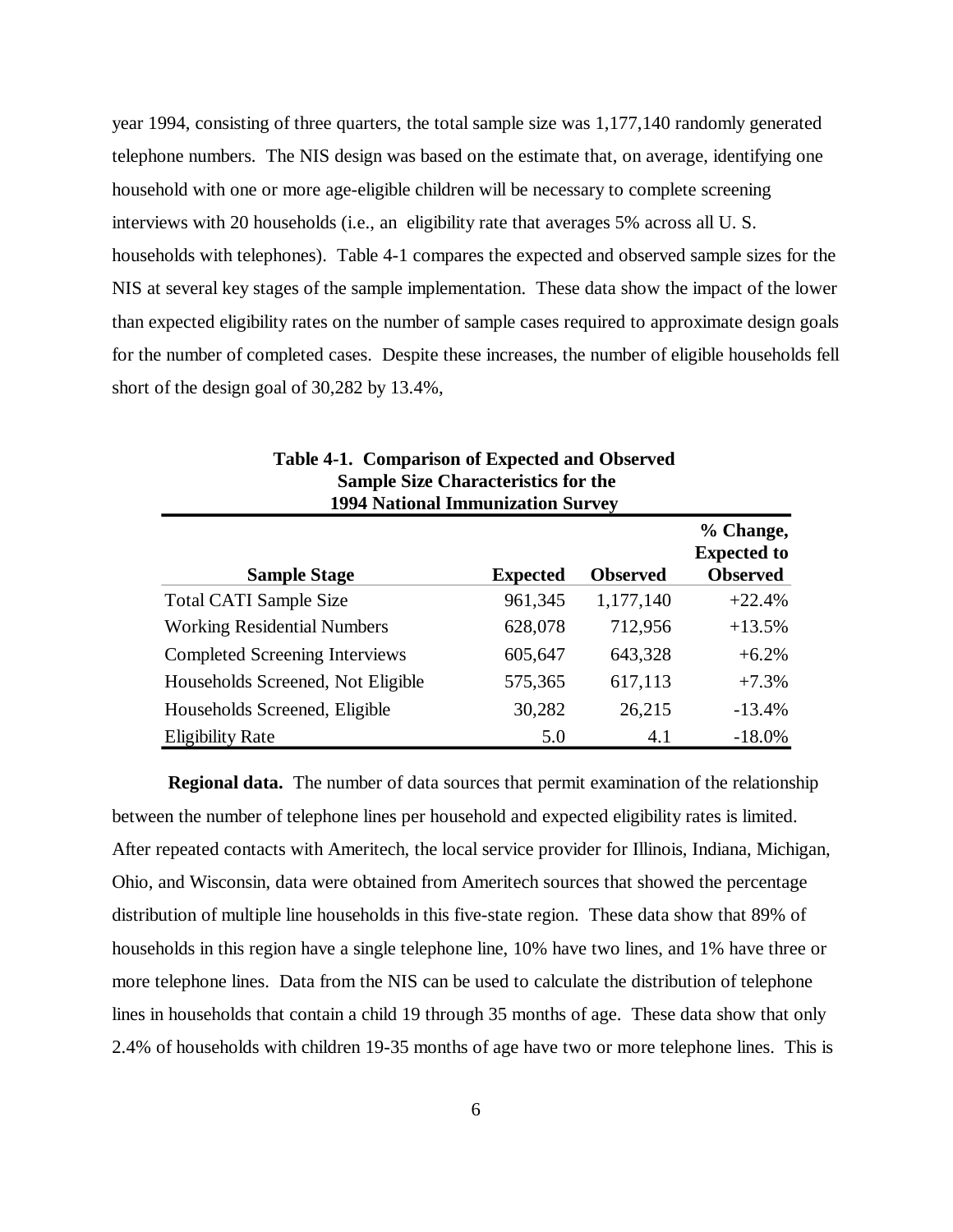year 1994, consisting of three quarters, the total sample size was 1,177,140 randomly generated telephone numbers. The NIS design was based on the estimate that, on average, identifying one household with one or more age-eligible children will be necessary to complete screening interviews with 20 households (i.e., an eligibility rate that averages 5% across all U. S. households with telephones). Table 4-1 compares the expected and observed sample sizes for the NIS at several key stages of the sample implementation. These data show the impact of the lower than expected eligibility rates on the number of sample cases required to approximate design goals for the number of completed cases. Despite these increases, the number of eligible households fell short of the design goal of 30,282 by 13.4%,

**Table 4-1. Comparison of Expected and Observed Sample Size Characteristics for the 1994 National Immunization Survey**

| Sample Stage | Expected | Observed | % Change, Expected to Observed |
|---|---|---|---|
| Total CATI Sample Size | 961,345 | 1,177,140 | +22.4% |
| Working Residential Numbers | 628,078 | 712,956 | +13.5% |
| Completed Screening Interviews | 605,647 | 643,328 | +6.2% |
| Households Screened, Not Eligible | 575,365 | 617,113 | +7.3% |
| Households Screened, Eligible | 30,282 | 26,215 | -13.4% |
| Eligibility Rate | 5.0 | 4.1 | -18.0% |

**Regional data.** The number of data sources that permit examination of the relationship between the number of telephone lines per household and expected eligibility rates is limited. After repeated contacts with Ameritech, the local service provider for Illinois, Indiana, Michigan, Ohio, and Wisconsin, data were obtained from Ameritech sources that showed the percentage distribution of multiple line households in this five-state region. These data show that 89% of households in this region have a single telephone line, 10% have two lines, and 1% have three or more telephone lines. Data from the NIS can be used to calculate the distribution of telephone lines in households that contain a child 19 through 35 months of age. These data show that only 2.4% of households with children 19-35 months of age have two or more telephone lines. This is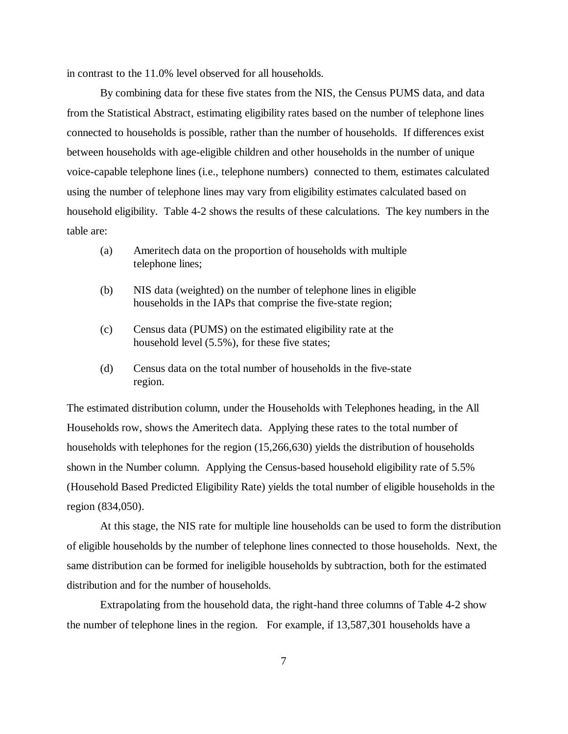in contrast to the 11.0% level observed for all households.

By combining data for these five states from the NIS, the Census PUMS data, and data from the Statistical Abstract, estimating eligibility rates based on the number of telephone lines connected to households is possible, rather than the number of households. If differences exist between households with age-eligible children and other households in the number of unique voice-capable telephone lines (i.e., telephone numbers) connected to them, estimates calculated using the number of telephone lines may vary from eligibility estimates calculated based on household eligibility. Table 4-2 shows the results of these calculations. The key numbers in the table are:

(a) Ameritech data on the proportion of households with multiple telephone lines;

(b) NIS data (weighted) on the number of telephone lines in eligible households in the IAPs that comprise the five-state region;

(c) Census data (PUMS) on the estimated eligibility rate at the household level (5.5%), for these five states;

(d) Census data on the total number of households in the five-state region.

The estimated distribution column, under the Households with Telephones heading, in the All Households row, shows the Ameritech data. Applying these rates to the total number of households with telephones for the region (15,266,630) yields the distribution of households shown in the Number column. Applying the Census-based household eligibility rate of 5.5% (Household Based Predicted Eligibility Rate) yields the total number of eligible households in the region (834,050).

At this stage, the NIS rate for multiple line households can be used to form the distribution of eligible households by the number of telephone lines connected to those households. Next, the same distribution can be formed for ineligible households by subtraction, both for the estimated distribution and for the number of households.

Extrapolating from the household data, the right-hand three columns of Table 4-2 show the number of telephone lines in the region. For example, if 13,587,301 households have a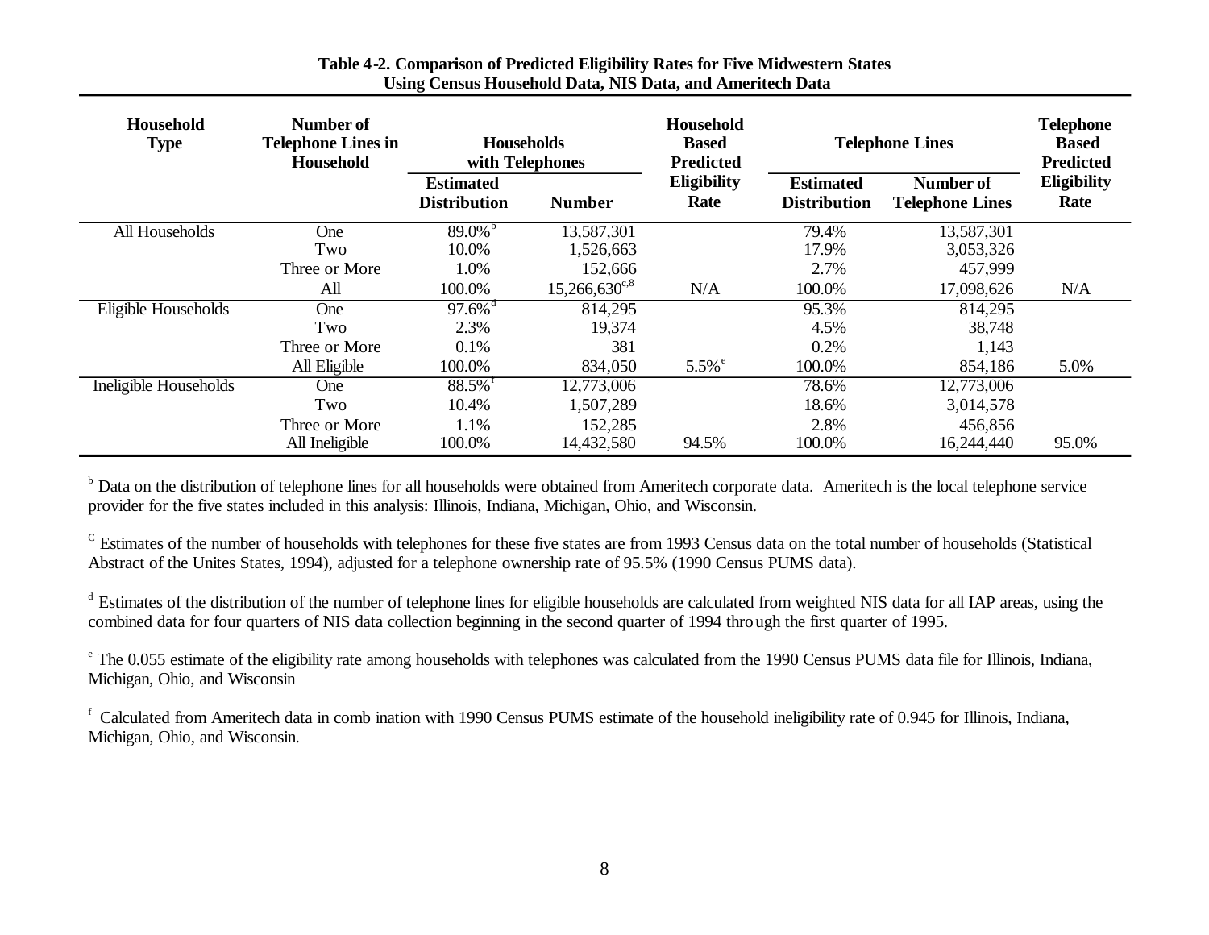**Table 4-2. Comparison of Predicted Eligibility Rates for Five Midwestern States Using Census Household Data, NIS Data, and Ameritech Data**

| Household Type | Number of Telephone Lines in Household | Households with Telephones | | Household Based Predicted Eligibility Rate | Telephone Lines | | Telephone Based Predicted Eligibility Rate |
|---|---|---|---|---|---|---|---|
| | | Estimated Distribution | Number | | Estimated Distribution | Number of Telephone Lines | |
| All Households | One | 89.0%[b] | 13,587,301 | | 79.4% | 13,587,301 | |
| | Two | 10.0% | 1,526,663 | | 17.9% | 3,053,326 | |
| | Three or More | 1.0% | 152,666 | | 2.7% | 457,999 | |
| | All | 100.0% | 15,266,630[c,8] | N/A | 100.0% | 17,098,626 | N/A |
| Eligible Households | One | 97.6%[d] | 814,295 | | 95.3% | 814,295 | |
| | Two | 2.3% | 19,374 | | 4.5% | 38,748 | |
| | Three or More | 0.1% | 381 | | 0.2% | 1,143 | |
| | All Eligible | 100.0% | 834,050 | 5.5%[e] | 100.0% | 854,186 | 5.0% |
| Ineligible Households | One | 88.5%[f] | 12,773,006 | | 78.6% | 12,773,006 | |
| | Two | 10.4% | 1,507,289 | | 18.6% | 3,014,578 | |
| | Three or More | 1.1% | 152,285 | | 2.8% | 456,856 | |
| | All Ineligible | 100.0% | 14,432,580 | 94.5% | 100.0% | 16,244,440 | 95.0% |

[b] Data on the distribution of telephone lines for all households were obtained from Ameritech corporate data. Ameritech is the local telephone service provider for the five states included in this analysis: Illinois, Indiana, Michigan, Ohio, and Wisconsin.

[c] Estimates of the number of households with telephones for these five states are from 1993 Census data on the total number of households (Statistical Abstract of the Unites States, 1994), adjusted for a telephone ownership rate of 95.5% (1990 Census PUMS data).

[d] Estimates of the distribution of the number of telephone lines for eligible households are calculated from weighted NIS data for all IAP areas, using the combined data for four quarters of NIS data collection beginning in the second quarter of 1994 through the first quarter of 1995.

[e] The 0.055 estimate of the eligibility rate among households with telephones was calculated from the 1990 Census PUMS data file for Illinois, Indiana, Michigan, Ohio, and Wisconsin

[f] Calculated from Ameritech data in combination with 1990 Census PUMS estimate of the household ineligibility rate of 0.945 for Illinois, Indiana, Michigan, Ohio, and Wisconsin.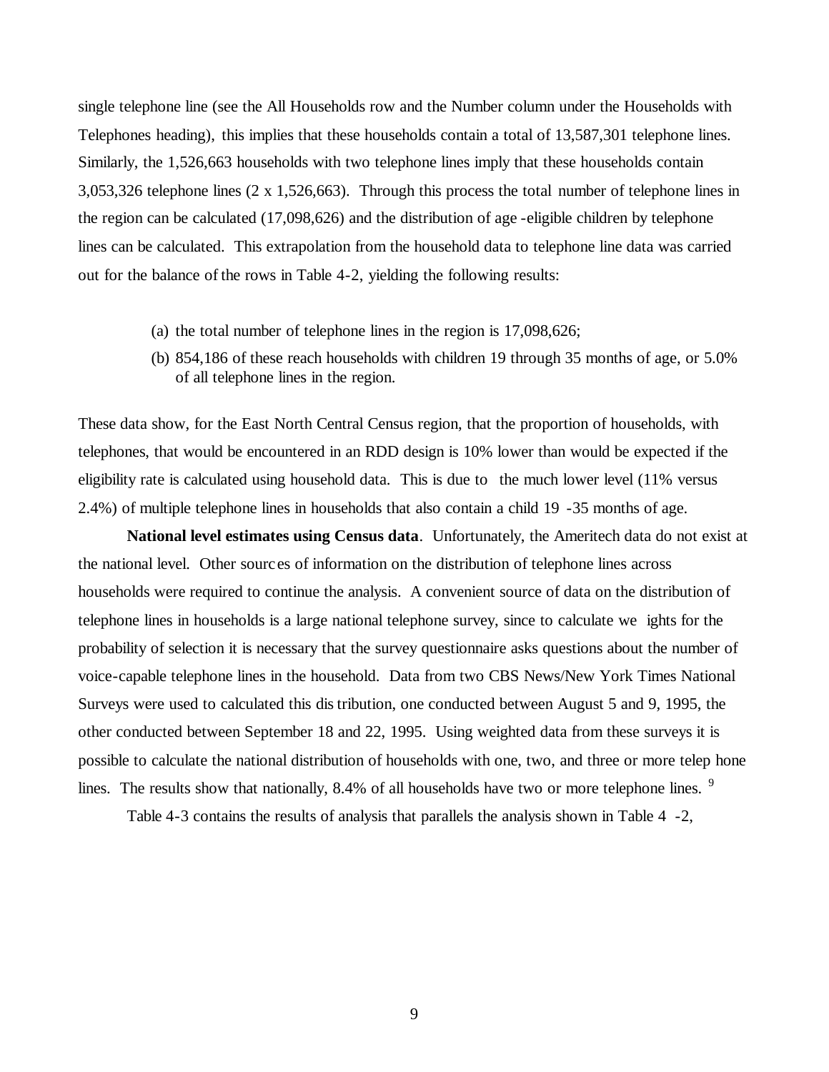single telephone line (see the All Households row and the Number column under the Households with Telephones heading), this implies that these households contain a total of 13,587,301 telephone lines. Similarly, the 1,526,663 households with two telephone lines imply that these households contain 3,053,326 telephone lines (2 x 1,526,663). Through this process the total number of telephone lines in the region can be calculated (17,098,626) and the distribution of age-eligible children by telephone lines can be calculated. This extrapolation from the household data to telephone line data was carried out for the balance of the rows in Table 4-2, yielding the following results:

(a) the total number of telephone lines in the region is 17,098,626;

(b) 854,186 of these reach households with children 19 through 35 months of age, or 5.0% of all telephone lines in the region.

These data show, for the East North Central Census region, that the proportion of households, with telephones, that would be encountered in an RDD design is 10% lower than would be expected if the eligibility rate is calculated using household data. This is due to the much lower level (11% versus 2.4%) of multiple telephone lines in households that also contain a child 19-35 months of age.

**National level estimates using Census data**. Unfortunately, the Ameritech data do not exist at the national level. Other sources of information on the distribution of telephone lines across households were required to continue the analysis. A convenient source of data on the distribution of telephone lines in households is a large national telephone survey, since to calculate weights for the probability of selection it is necessary that the survey questionnaire asks questions about the number of voice-capable telephone lines in the household. Data from two CBS News/New York Times National Surveys were used to calculated this distribution, one conducted between August 5 and 9, 1995, the other conducted between September 18 and 22, 1995. Using weighted data from these surveys it is possible to calculate the national distribution of households with one, two, and three or more telephone lines. The results show that nationally, 8.4% of all households have two or more telephone lines. [9]

Table 4-3 contains the results of analysis that parallels the analysis shown in Table 4-2,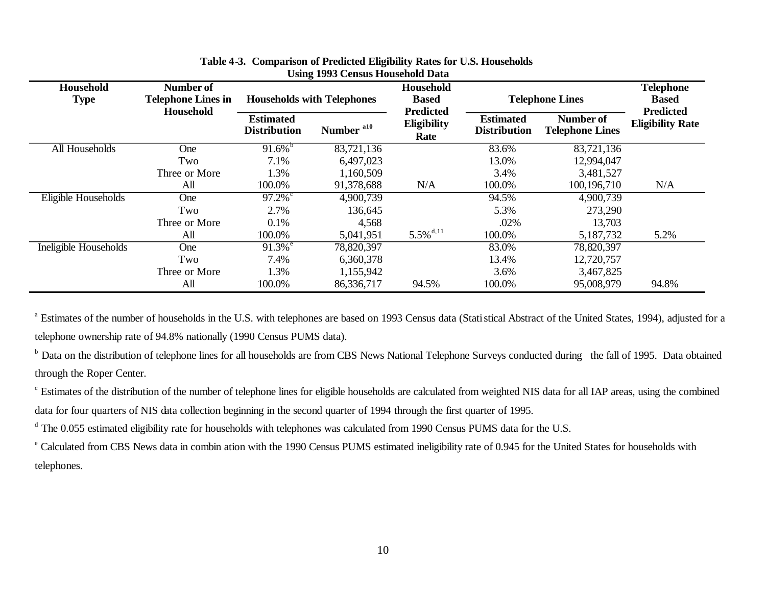**Table 4-3. Comparison of Predicted Eligibility Rates for U.S. Households Using 1993 Census Household Data**

| Household Type | Number of Telephone Lines in Household | Households with Telephones | | Household Based Predicted Eligibility Rate | Telephone Lines | | Telephone Based Predicted Eligibility Rate |
|---|---|---|---|---|---|---|---|
| | | Estimated Distribution | Number [a10] | | Estimated Distribution | Number of Telephone Lines | |
| All Households | One | 91.6%[b] | 83,721,136 | | 83.6% | 83,721,136 | |
| | Two | 7.1% | 6,497,023 | | 13.0% | 12,994,047 | |
| | Three or More | 1.3% | 1,160,509 | | 3.4% | 3,481,527 | |
| | All | 100.0% | 91,378,688 | N/A | 100.0% | 100,196,710 | N/A |
| Eligible Households | One | 97.2%[c] | 4,900,739 | | 94.5% | 4,900,739 | |
| | Two | 2.7% | 136,645 | | 5.3% | 273,290 | |
| | Three or More | 0.1% | 4,568 | | .02% | 13,703 | |
| | All | 100.0% | 5,041,951 | 5.5%[d,11] | 100.0% | 5,187,732 | 5.2% |
| Ineligible Households | One | 91.3%[e] | 78,820,397 | | 83.0% | 78,820,397 | |
| | Two | 7.4% | 6,360,378 | | 13.4% | 12,720,757 | |
| | Three or More | 1.3% | 1,155,942 | | 3.6% | 3,467,825 | |
| | All | 100.0% | 86,336,717 | 94.5% | 100.0% | 95,008,979 | 94.8% |

[a] Estimates of the number of households in the U.S. with telephones are based on 1993 Census data (Statistical Abstract of the United States, 1994), adjusted for a telephone ownership rate of 94.8% nationally (1990 Census PUMS data).

[b] Data on the distribution of telephone lines for all households are from CBS News National Telephone Surveys conducted during the fall of 1995. Data obtained through the Roper Center.

[c] Estimates of the distribution of the number of telephone lines for eligible households are calculated from weighted NIS data for all IAP areas, using the combined data for four quarters of NIS data collection beginning in the second quarter of 1994 through the first quarter of 1995.

[d] The 0.055 estimated eligibility rate for households with telephones was calculated from 1990 Census PUMS data for the U.S.

[e] Calculated from CBS News data in combination with the 1990 Census PUMS estimated ineligibility rate of 0.945 for the United States for households with telephones.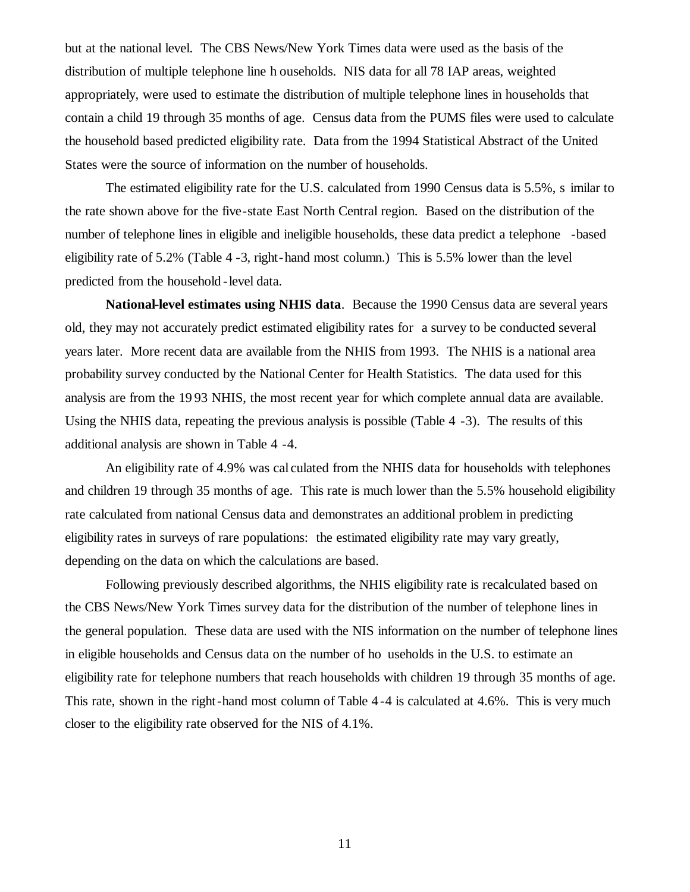but at the national level. The CBS News/New York Times data were used as the basis of the distribution of multiple telephone line households. NIS data for all 78 IAP areas, weighted appropriately, were used to estimate the distribution of multiple telephone lines in households that contain a child 19 through 35 months of age. Census data from the PUMS files were used to calculate the household based predicted eligibility rate. Data from the 1994 Statistical Abstract of the United States were the source of information on the number of households.

The estimated eligibility rate for the U.S. calculated from 1990 Census data is 5.5%, similar to the rate shown above for the five-state East North Central region. Based on the distribution of the number of telephone lines in eligible and ineligible households, these data predict a telephone-based eligibility rate of 5.2% (Table 4-3, right-hand most column.) This is 5.5% lower than the level predicted from the household-level data.

**National-level estimates using NHIS data**. Because the 1990 Census data are several years old, they may not accurately predict estimated eligibility rates for a survey to be conducted several years later. More recent data are available from the NHIS from 1993. The NHIS is a national area probability survey conducted by the National Center for Health Statistics. The data used for this analysis are from the 1993 NHIS, the most recent year for which complete annual data are available. Using the NHIS data, repeating the previous analysis is possible (Table 4-3). The results of this additional analysis are shown in Table 4-4.

An eligibility rate of 4.9% was calculated from the NHIS data for households with telephones and children 19 through 35 months of age. This rate is much lower than the 5.5% household eligibility rate calculated from national Census data and demonstrates an additional problem in predicting eligibility rates in surveys of rare populations: the estimated eligibility rate may vary greatly, depending on the data on which the calculations are based.

Following previously described algorithms, the NHIS eligibility rate is recalculated based on the CBS News/New York Times survey data for the distribution of the number of telephone lines in the general population. These data are used with the NIS information on the number of telephone lines in eligible households and Census data on the number of households in the U.S. to estimate an eligibility rate for telephone numbers that reach households with children 19 through 35 months of age. This rate, shown in the right-hand most column of Table 4-4 is calculated at 4.6%. This is very much closer to the eligibility rate observed for the NIS of 4.1%.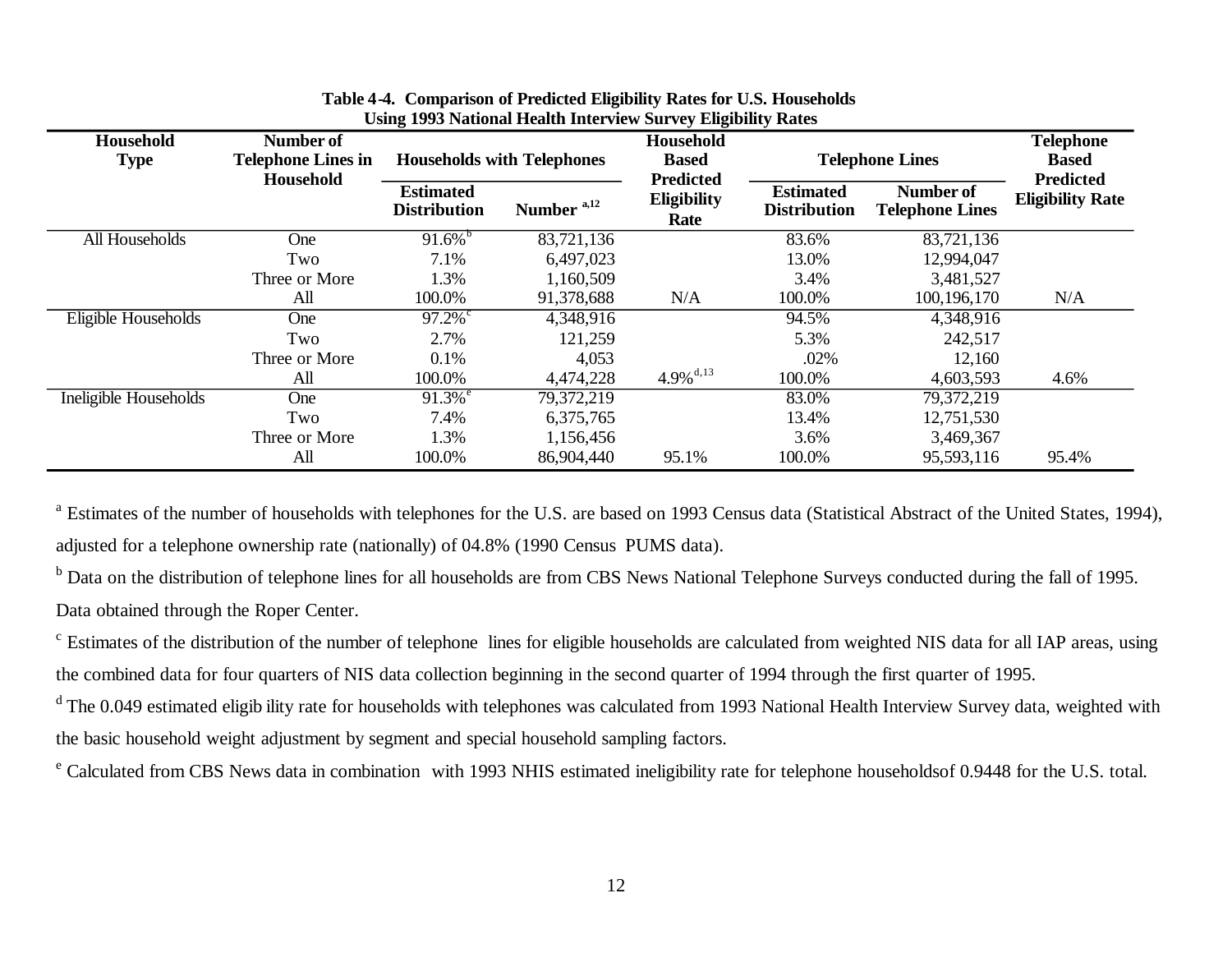**Table 4-4. Comparison of Predicted Eligibility Rates for U.S. Households Using 1993 National Health Interview Survey Eligibility Rates**

| Household Type | Number of Telephone Lines in Household | Households with Telephones | | Household Based Predicted Eligibility Rate | Telephone Lines | | Telephone Based Predicted Eligibility Rate |
|---|---|---|---|---|---|---|---|
| | | Estimated Distribution | Number [a,12] | | Estimated Distribution | Number of Telephone Lines | |
| All Households | One | 91.6% [b] | 83,721,136 | | 83.6% | 83,721,136 | |
| | Two | 7.1% | 6,497,023 | | 13.0% | 12,994,047 | |
| | Three or More | 1.3% | 1,160,509 | | 3.4% | 3,481,527 | |
| | All | 100.0% | 91,378,688 | N/A | 100.0% | 100,196,170 | N/A |
| Eligible Households | One | 97.2% [c] | 4,348,916 | | 94.5% | 4,348,916 | |
| | Two | 2.7% | 121,259 | | 5.3% | 242,517 | |
| | Three or More | 0.1% | 4,053 | | .02% | 12,160 | |
| | All | 100.0% | 4,474,228 | 4.9% [d,13] | 100.0% | 4,603,593 | 4.6% |
| Ineligible Households | One | 91.3% [e] | 79,372,219 | | 83.0% | 79,372,219 | |
| | Two | 7.4% | 6,375,765 | | 13.4% | 12,751,530 | |
| | Three or More | 1.3% | 1,156,456 | | 3.6% | 3,469,367 | |
| | All | 100.0% | 86,904,440 | 95.1% | 100.0% | 95,593,116 | 95.4% |

[a] Estimates of the number of households with telephones for the U.S. are based on 1993 Census data (Statistical Abstract of the United States, 1994), adjusted for a telephone ownership rate (nationally) of 04.8% (1990 Census PUMS data).

[b] Data on the distribution of telephone lines for all households are from CBS News National Telephone Surveys conducted during the fall of 1995. Data obtained through the Roper Center.

[c] Estimates of the distribution of the number of telephone lines for eligible households are calculated from weighted NIS data for all IAP areas, using the combined data for four quarters of NIS data collection beginning in the second quarter of 1994 through the first quarter of 1995.

[d] The 0.049 estimated eligib ility rate for households with telephones was calculated from 1993 National Health Interview Survey data, weighted with the basic household weight adjustment by segment and special household sampling factors.

[e] Calculated from CBS News data in combination with 1993 NHIS estimated ineligibility rate for telephone householdsof 0.9448 for the U.S. total.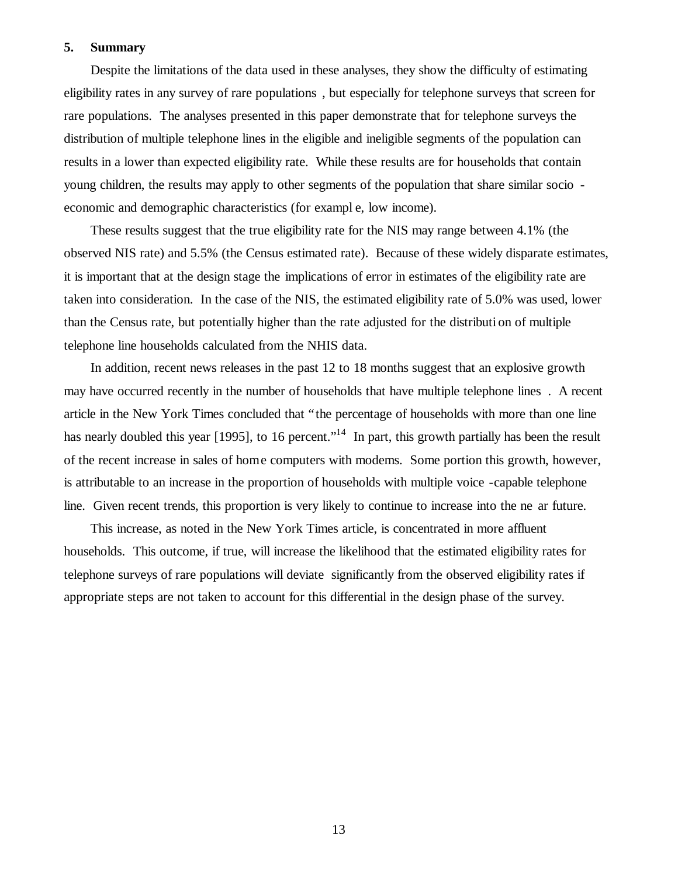## 5. Summary

Despite the limitations of the data used in these analyses, they show the difficulty of estimating eligibility rates in any survey of rare populations , but especially for telephone surveys that screen for rare populations. The analyses presented in this paper demonstrate that for telephone surveys the distribution of multiple telephone lines in the eligible and ineligible segments of the population can results in a lower than expected eligibility rate. While these results are for households that contain young children, the results may apply to other segments of the population that share similar socio - economic and demographic characteristics (for example, low income).

These results suggest that the true eligibility rate for the NIS may range between 4.1% (the observed NIS rate) and 5.5% (the Census estimated rate). Because of these widely disparate estimates, it is important that at the design stage the implications of error in estimates of the eligibility rate are taken into consideration. In the case of the NIS, the estimated eligibility rate of 5.0% was used, lower than the Census rate, but potentially higher than the rate adjusted for the distribution of multiple telephone line households calculated from the NHIS data.

In addition, recent news releases in the past 12 to 18 months suggest that an explosive growth may have occurred recently in the number of households that have multiple telephone lines . A recent article in the New York Times concluded that "the percentage of households with more than one line has nearly doubled this year [1995], to 16 percent."[14] In part, this growth partially has been the result of the recent increase in sales of home computers with modems. Some portion this growth, however, is attributable to an increase in the proportion of households with multiple voice -capable telephone line. Given recent trends, this proportion is very likely to continue to increase into the near future.

This increase, as noted in the New York Times article, is concentrated in more affluent households. This outcome, if true, will increase the likelihood that the estimated eligibility rates for telephone surveys of rare populations will deviate significantly from the observed eligibility rates if appropriate steps are not taken to account for this differential in the design phase of the survey.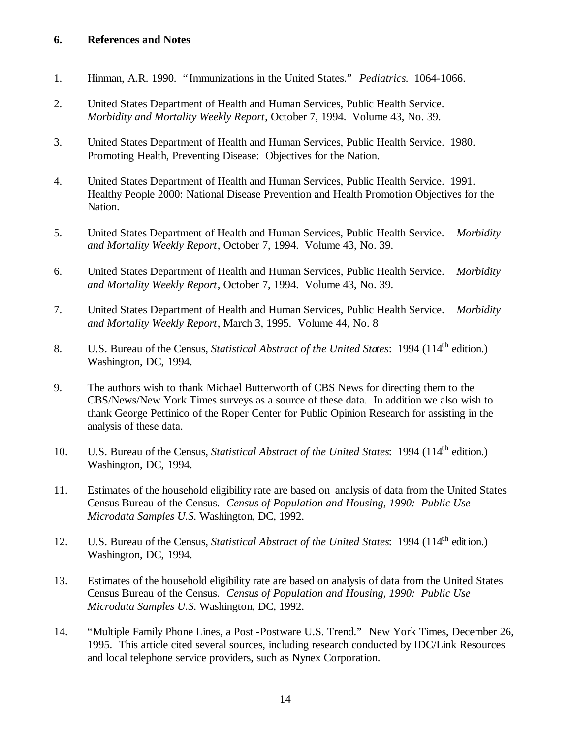## 6. References and Notes

1. Hinman, A.R. 1990. "Immunizations in the United States." *Pediatrics.* 1064-1066.

2. United States Department of Health and Human Services, Public Health Service. *Morbidity and Mortality Weekly Report*, October 7, 1994. Volume 43, No. 39.

3. United States Department of Health and Human Services, Public Health Service. 1980. Promoting Health, Preventing Disease: Objectives for the Nation.

4. United States Department of Health and Human Services, Public Health Service. 1991. Healthy People 2000: National Disease Prevention and Health Promotion Objectives for the Nation.

5. United States Department of Health and Human Services, Public Health Service. *Morbidity and Mortality Weekly Report*, October 7, 1994. Volume 43, No. 39.

6. United States Department of Health and Human Services, Public Health Service. *Morbidity and Mortality Weekly Report*, October 7, 1994. Volume 43, No. 39.

7. United States Department of Health and Human Services, Public Health Service. *Morbidity and Mortality Weekly Report*, March 3, 1995. Volume 44, No. 8

8. U.S. Bureau of the Census, *Statistical Abstract of the United States*: 1994 (114$^{th}$ edition.) Washington, DC, 1994.

9. The authors wish to thank Michael Butterworth of CBS News for directing them to the CBS/News/New York Times surveys as a source of these data. In addition we also wish to thank George Pettinico of the Roper Center for Public Opinion Research for assisting in the analysis of these data.

10. U.S. Bureau of the Census, *Statistical Abstract of the United States*: 1994 (114$^{th}$ edition.) Washington, DC, 1994.

11. Estimates of the household eligibility rate are based on analysis of data from the United States Census Bureau of the Census. *Census of Population and Housing, 1990: Public Use Microdata Samples U.S.* Washington, DC, 1992.

12. U.S. Bureau of the Census, *Statistical Abstract of the United States*: 1994 (114$^{th}$ edition.) Washington, DC, 1994.

13. Estimates of the household eligibility rate are based on analysis of data from the United States Census Bureau of the Census. *Census of Population and Housing, 1990: Public Use Microdata Samples U.S.* Washington, DC, 1992.

14. "Multiple Family Phone Lines, a Post -Postware U.S. Trend." New York Times, December 26, 1995. This article cited several sources, including research conducted by IDC/Link Resources and local telephone service providers, such as Nynex Corporation.